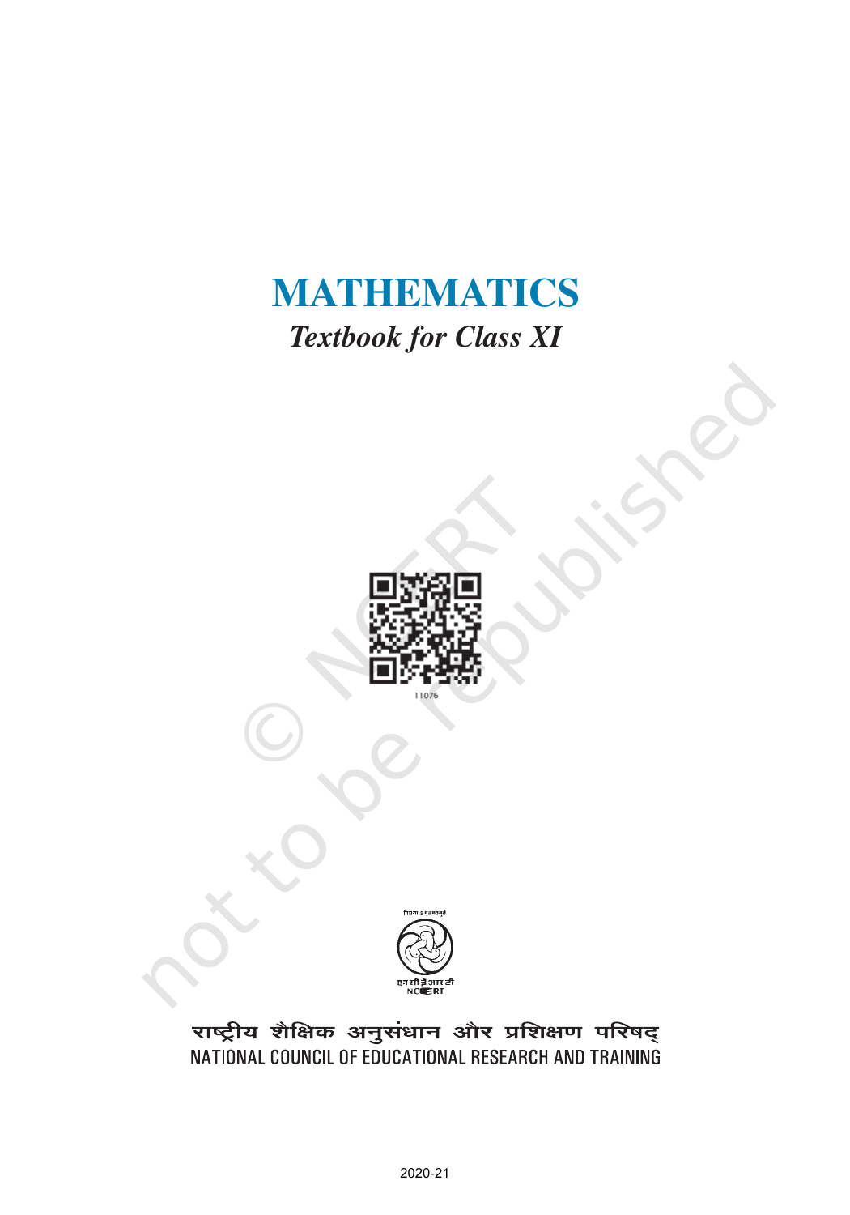# MATHEMATICS

*Textbook for Class XI*

11076

राष्ट्रीय शैक्षिक अनुसंधान और प्रशिक्षण परिषद्

NATIONAL COUNCIL OF EDUCATIONAL RESEARCH AND TRAINING

2020-21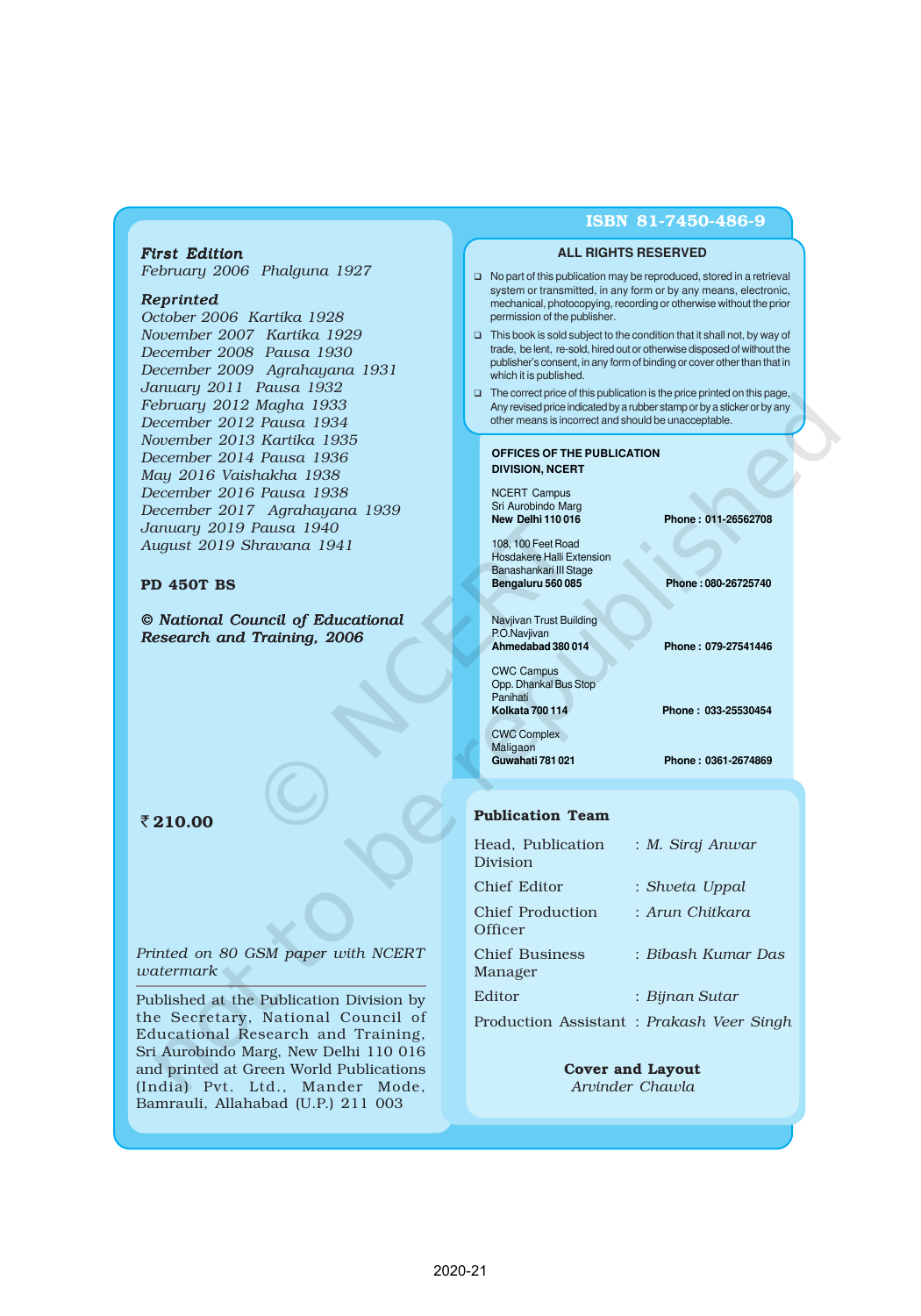**First Edition**
*February 2006 Phalguna 1927*

**Reprinted**
*October 2006 Kartika 1928*
*November 2007 Kartika 1929*
*December 2008 Pausa 1930*
*December 2009 Agrahayana 1931*
*January 2011 Pausa 1932*
*February 2012 Magha 1933*
*December 2012 Pausa 1934*
*November 2013 Kartika 1935*
*December 2014 Pausa 1936*
*May 2016 Vaishakha 1938*
*December 2016 Pausa 1938*
*December 2017 Agrahayana 1939*
*January 2019 Pausa 1940*
*August 2019 Shravana 1941*

**PD 450T BS**

***© National Council of Educational Research and Training, 2006***

**₹ 210.00**

*Printed on 80 GSM paper with NCERT watermark*

Published at the Publication Division by the Secretary, National Council of Educational Research and Training, Sri Aurobindo Marg, New Delhi 110 016 and printed at Green World Publications (India) Pvt. Ltd., Mander Mode, Bamrauli, Allahabad (U.P.) 211 003

**ISBN 81-7450-486-9**

**ALL RIGHTS RESERVED**

- No part of this publication may be reproduced, stored in a retrieval system or transmitted, in any form or by any means, electronic, mechanical, photocopying, recording or otherwise without the prior permission of the publisher.
- This book is sold subject to the condition that it shall not, by way of trade, be lent, re-sold, hired out or otherwise disposed of without the publisher's consent, in any form of binding or cover other than that in which it is published.
- The correct price of this publication is the price printed on this page, Any revised price indicated by a rubber stamp or by a sticker or by any other means is incorrect and should be unacceptable.

**OFFICES OF THE PUBLICATION DIVISION, NCERT**

NCERT Campus
Sri Aurobindo Marg
**New Delhi 110 016** — **Phone : 011-26562708**

108, 100 Feet Road
Hosdakere Halli Extension
Banashankari III Stage
**Bengaluru 560 085** — **Phone : 080-26725740**

Navjivan Trust Building
P.O.Navjivan
**Ahmedabad 380 014** — **Phone : 079-27541446**

CWC Campus
Opp. Dhankal Bus Stop
Panihati
**Kolkata 700 114** — **Phone : 033-25530454**

CWC Complex
Maligaon
**Guwahati 781 021** — **Phone : 0361-2674869**

**Publication Team**

| | |
|---|---|
| Head, Publication Division | : *M. Siraj Anwar* |
| Chief Editor | : *Shveta Uppal* |
| Chief Production Officer | : *Arun Chitkara* |
| Chief Business Manager | : *Bibash Kumar Das* |
| Editor | : *Bijnan Sutar* |
| Production Assistant | : *Prakash Veer Singh* |

**Cover and Layout**
*Arvinder Chawla*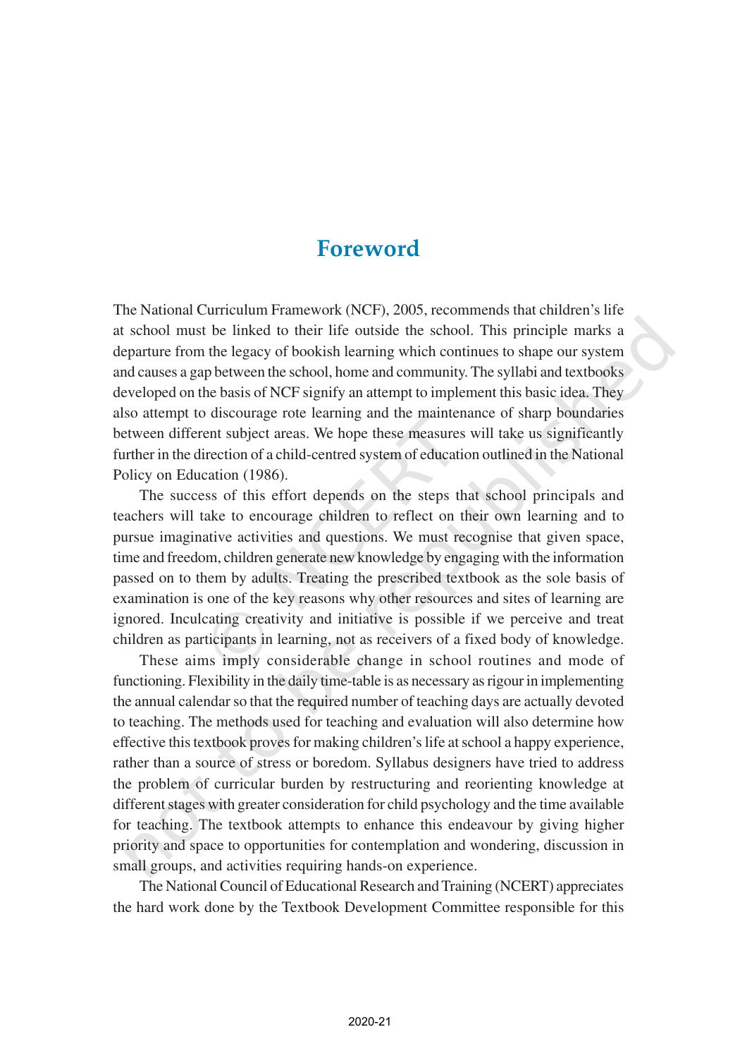# Foreword

The National Curriculum Framework (NCF), 2005, recommends that children's life at school must be linked to their life outside the school. This principle marks a departure from the legacy of bookish learning which continues to shape our system and causes a gap between the school, home and community. The syllabi and textbooks developed on the basis of NCF signify an attempt to implement this basic idea. They also attempt to discourage rote learning and the maintenance of sharp boundaries between different subject areas. We hope these measures will take us significantly further in the direction of a child-centred system of education outlined in the National Policy on Education (1986).

The success of this effort depends on the steps that school principals and teachers will take to encourage children to reflect on their own learning and to pursue imaginative activities and questions. We must recognise that given space, time and freedom, children generate new knowledge by engaging with the information passed on to them by adults. Treating the prescribed textbook as the sole basis of examination is one of the key reasons why other resources and sites of learning are ignored. Inculcating creativity and initiative is possible if we perceive and treat children as participants in learning, not as receivers of a fixed body of knowledge.

These aims imply considerable change in school routines and mode of functioning. Flexibility in the daily time-table is as necessary as rigour in implementing the annual calendar so that the required number of teaching days are actually devoted to teaching. The methods used for teaching and evaluation will also determine how effective this textbook proves for making children's life at school a happy experience, rather than a source of stress or boredom. Syllabus designers have tried to address the problem of curricular burden by restructuring and reorienting knowledge at different stages with greater consideration for child psychology and the time available for teaching. The textbook attempts to enhance this endeavour by giving higher priority and space to opportunities for contemplation and wondering, discussion in small groups, and activities requiring hands-on experience.

The National Council of Educational Research and Training (NCERT) appreciates the hard work done by the Textbook Development Committee responsible for this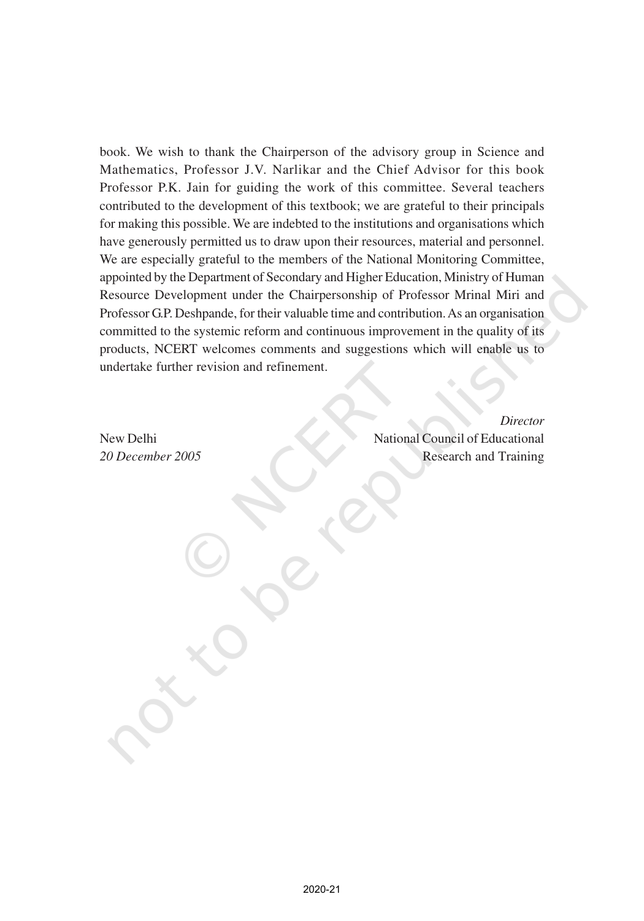book. We wish to thank the Chairperson of the advisory group in Science and Mathematics, Professor J.V. Narlikar and the Chief Advisor for this book Professor P.K. Jain for guiding the work of this committee. Several teachers contributed to the development of this textbook; we are grateful to their principals for making this possible. We are indebted to the institutions and organisations which have generously permitted us to draw upon their resources, material and personnel. We are especially grateful to the members of the National Monitoring Committee, appointed by the Department of Secondary and Higher Education, Ministry of Human Resource Development under the Chairpersonship of Professor Mrinal Miri and Professor G.P. Deshpande, for their valuable time and contribution. As an organisation committed to the systemic reform and continuous improvement in the quality of its products, NCERT welcomes comments and suggestions which will enable us to undertake further revision and refinement.

*Director*
National Council of Educational
Research and Training

New Delhi
*20 December 2005*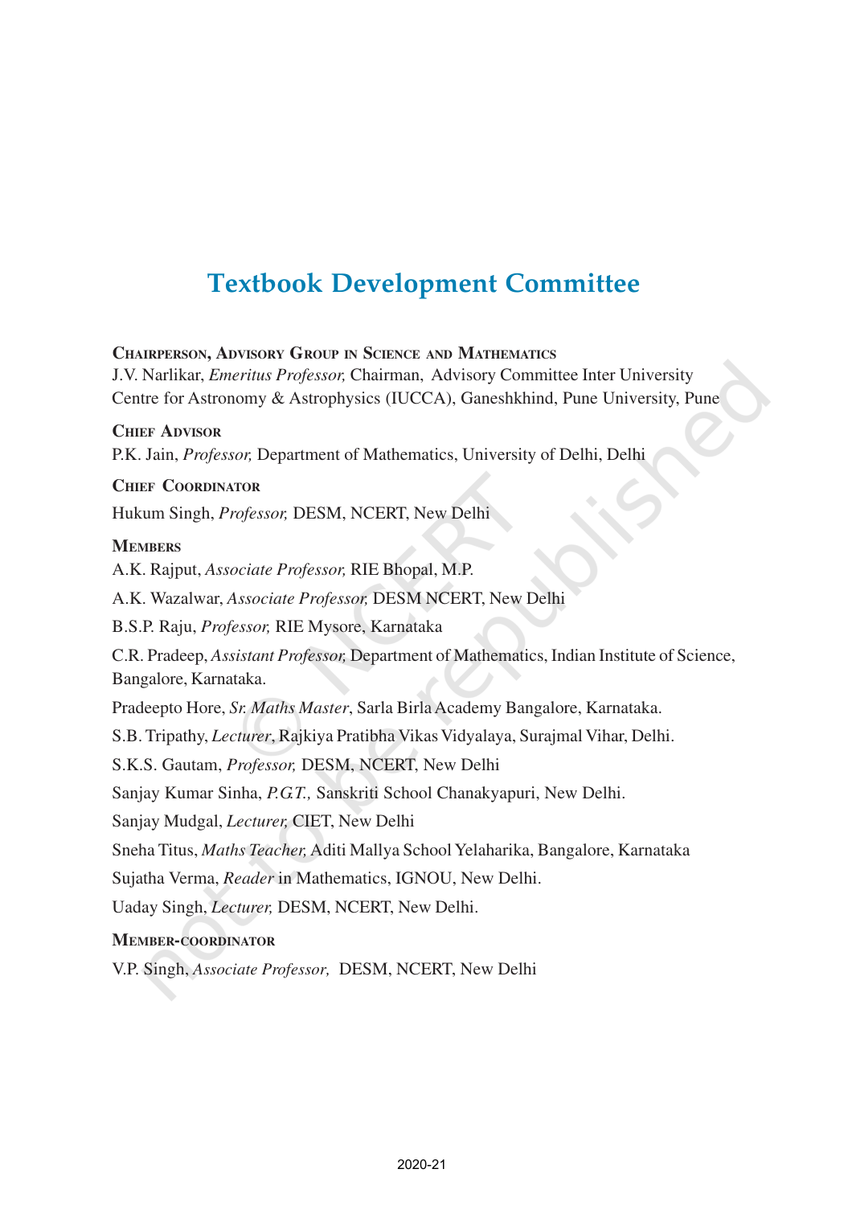# Textbook Development Committee

**Chairperson, Advisory Group in Science and Mathematics**

J.V. Narlikar, *Emeritus Professor,* Chairman, Advisory Committee Inter University Centre for Astronomy & Astrophysics (IUCCA), Ganeshkhind, Pune University, Pune

**Chief Advisor**

P.K. Jain, *Professor,* Department of Mathematics, University of Delhi, Delhi

**Chief Coordinator**

Hukum Singh, *Professor,* DESM, NCERT, New Delhi

**Members**

A.K. Rajput, *Associate Professor,* RIE Bhopal, M.P.

A.K. Wazalwar, *Associate Professor,* DESM NCERT, New Delhi

B.S.P. Raju, *Professor,* RIE Mysore, Karnataka

C.R. Pradeep, *Assistant Professor,* Department of Mathematics, Indian Institute of Science, Bangalore, Karnataka.

Pradeepto Hore, *Sr. Maths Master*, Sarla Birla Academy Bangalore, Karnataka.

S.B. Tripathy, *Lecturer*, Rajkiya Pratibha Vikas Vidyalaya, Surajmal Vihar, Delhi.

S.K.S. Gautam, *Professor,* DESM, NCERT, New Delhi

Sanjay Kumar Sinha, *P.G.T.,* Sanskriti School Chanakyapuri, New Delhi.

Sanjay Mudgal, *Lecturer,* CIET, New Delhi

Sneha Titus, *Maths Teacher,* Aditi Mallya School Yelaharika, Bangalore, Karnataka

Sujatha Verma, *Reader* in Mathematics, IGNOU, New Delhi.

Uaday Singh, *Lecturer,* DESM, NCERT, New Delhi.

**Member-coordinator**

V.P. Singh, *Associate Professor,* DESM, NCERT, New Delhi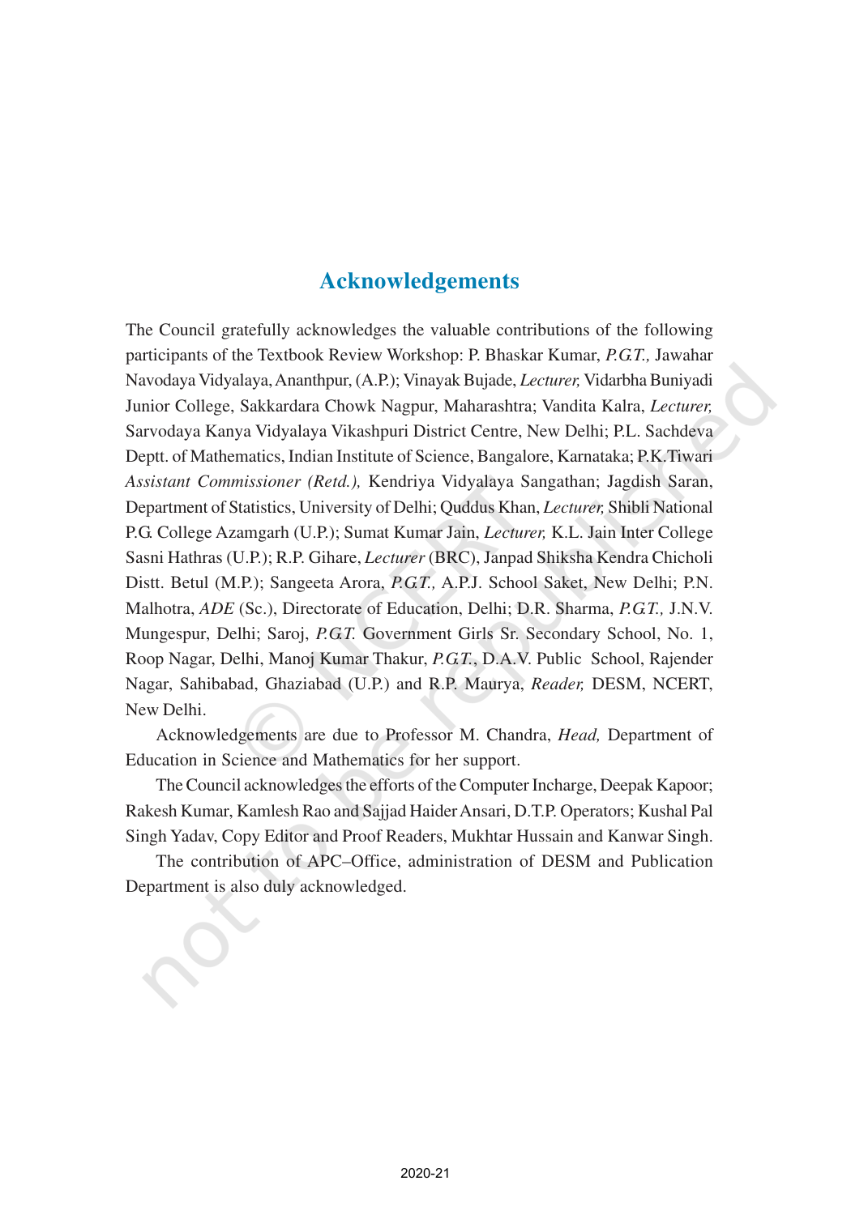# Acknowledgements

The Council gratefully acknowledges the valuable contributions of the following participants of the Textbook Review Workshop: P. Bhaskar Kumar, *P.G.T.,* Jawahar Navodaya Vidyalaya, Ananthpur, (A.P.); Vinayak Bujade, *Lecturer,* Vidarbha Buniyadi Junior College, Sakkardara Chowk Nagpur, Maharashtra; Vandita Kalra, *Lecturer,* Sarvodaya Kanya Vidyalaya Vikashpuri District Centre, New Delhi; P.L. Sachdeva Deptt. of Mathematics, Indian Institute of Science, Bangalore, Karnataka; P.K.Tiwari *Assistant Commissioner (Retd.),* Kendriya Vidyalaya Sangathan; Jagdish Saran, Department of Statistics, University of Delhi; Quddus Khan, *Lecturer,* Shibli National P.G. College Azamgarh (U.P.); Sumat Kumar Jain, *Lecturer,* K.L. Jain Inter College Sasni Hathras (U.P.); R.P. Gihare, *Lecturer* (BRC), Janpad Shiksha Kendra Chicholi Distt. Betul (M.P.); Sangeeta Arora, *P.G.T.,* A.P.J. School Saket, New Delhi; P.N. Malhotra, *ADE* (Sc.), Directorate of Education, Delhi; D.R. Sharma, *P.G.T.,* J.N.V. Mungespur, Delhi; Saroj, *P.G.T.* Government Girls Sr. Secondary School, No. 1, Roop Nagar, Delhi, Manoj Kumar Thakur, *P.G.T.*, D.A.V. Public School, Rajender Nagar, Sahibabad, Ghaziabad (U.P.) and R.P. Maurya, *Reader,* DESM, NCERT, New Delhi.

Acknowledgements are due to Professor M. Chandra, *Head,* Department of Education in Science and Mathematics for her support.

The Council acknowledges the efforts of the Computer Incharge, Deepak Kapoor; Rakesh Kumar, Kamlesh Rao and Sajjad Haider Ansari, D.T.P. Operators; Kushal Pal Singh Yadav, Copy Editor and Proof Readers, Mukhtar Hussain and Kanwar Singh.

The contribution of APC–Office, administration of DESM and Publication Department is also duly acknowledged.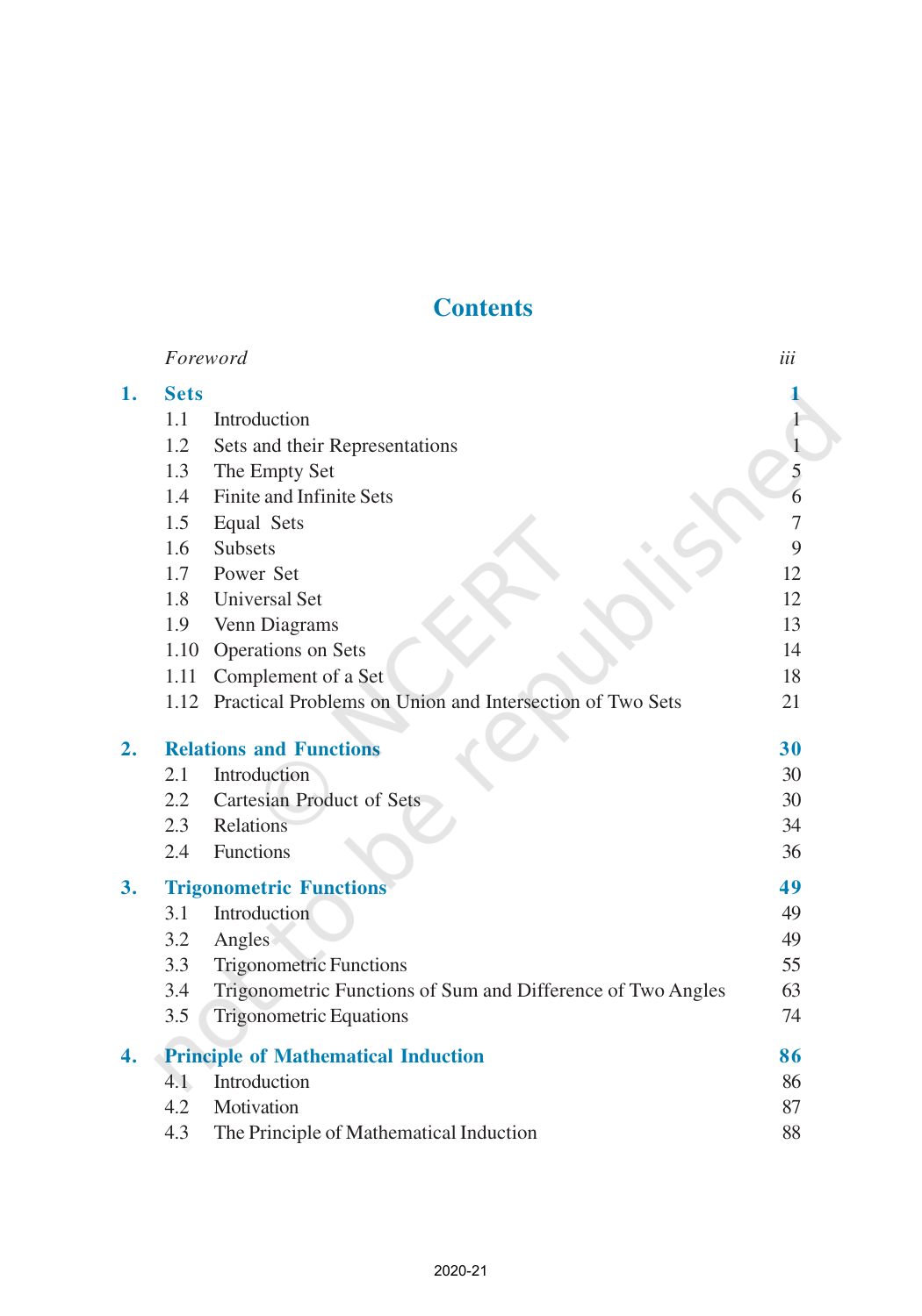# Contents

| | | |
|---|---|---|
| | *Foreword* | *iii* |
| **1.** | **Sets** | **1** |
| | 1.1 Introduction | 1 |
| | 1.2 Sets and their Representations | 1 |
| | 1.3 The Empty Set | 5 |
| | 1.4 Finite and Infinite Sets | 6 |
| | 1.5 Equal Sets | 7 |
| | 1.6 Subsets | 9 |
| | 1.7 Power Set | 12 |
| | 1.8 Universal Set | 12 |
| | 1.9 Venn Diagrams | 13 |
| | 1.10 Operations on Sets | 14 |
| | 1.11 Complement of a Set | 18 |
| | 1.12 Practical Problems on Union and Intersection of Two Sets | 21 |
| **2.** | **Relations and Functions** | **30** |
| | 2.1 Introduction | 30 |
| | 2.2 Cartesian Product of Sets | 30 |
| | 2.3 Relations | 34 |
| | 2.4 Functions | 36 |
| **3.** | **Trigonometric Functions** | **49** |
| | 3.1 Introduction | 49 |
| | 3.2 Angles | 49 |
| | 3.3 Trigonometric Functions | 55 |
| | 3.4 Trigonometric Functions of Sum and Difference of Two Angles | 63 |
| | 3.5 Trigonometric Equations | 74 |
| **4.** | **Principle of Mathematical Induction** | **86** |
| | 4.1 Introduction | 86 |
| | 4.2 Motivation | 87 |
| | 4.3 The Principle of Mathematical Induction | 88 |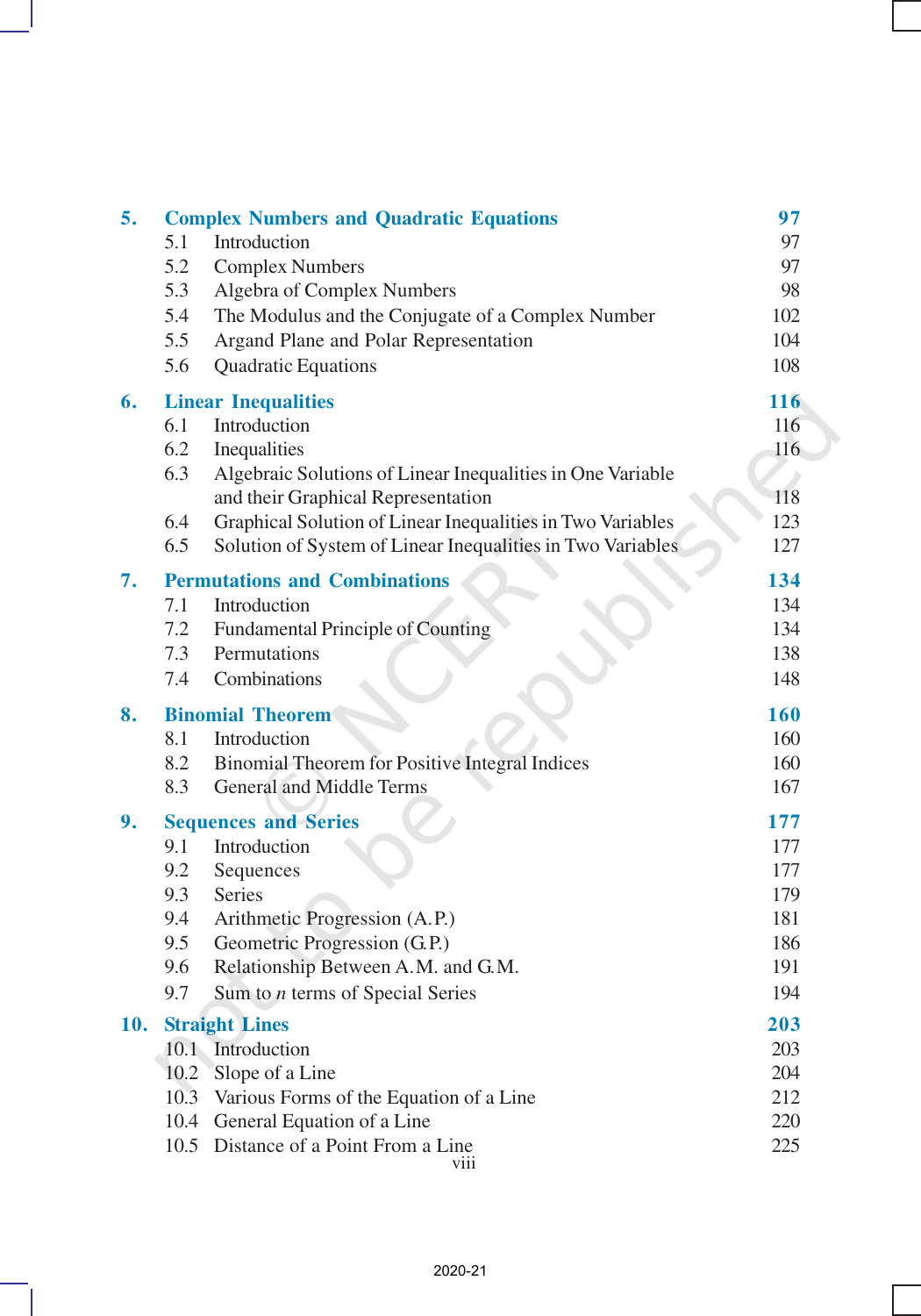| | | |
|---|---|---|
| **5.** | **Complex Numbers and Quadratic Equations** | **97** |
| | 5.1 Introduction | 97 |
| | 5.2 Complex Numbers | 97 |
| | 5.3 Algebra of Complex Numbers | 98 |
| | 5.4 The Modulus and the Conjugate of a Complex Number | 102 |
| | 5.5 Argand Plane and Polar Representation | 104 |
| | 5.6 Quadratic Equations | 108 |
| **6.** | **Linear Inequalities** | **116** |
| | 6.1 Introduction | 116 |
| | 6.2 Inequalities | 116 |
| | 6.3 Algebraic Solutions of Linear Inequalities in One Variable and their Graphical Representation | 118 |
| | 6.4 Graphical Solution of Linear Inequalities in Two Variables | 123 |
| | 6.5 Solution of System of Linear Inequalities in Two Variables | 127 |
| **7.** | **Permutations and Combinations** | **134** |
| | 7.1 Introduction | 134 |
| | 7.2 Fundamental Principle of Counting | 134 |
| | 7.3 Permutations | 138 |
| | 7.4 Combinations | 148 |
| **8.** | **Binomial Theorem** | **160** |
| | 8.1 Introduction | 160 |
| | 8.2 Binomial Theorem for Positive Integral Indices | 160 |
| | 8.3 General and Middle Terms | 167 |
| **9.** | **Sequences and Series** | **177** |
| | 9.1 Introduction | 177 |
| | 9.2 Sequences | 177 |
| | 9.3 Series | 179 |
| | 9.4 Arithmetic Progression (A.P.) | 181 |
| | 9.5 Geometric Progression (G.P.) | 186 |
| | 9.6 Relationship Between A.M. and G.M. | 191 |
| | 9.7 Sum to $n$ terms of Special Series | 194 |
| **10.** | **Straight Lines** | **203** |
| | 10.1 Introduction | 203 |
| | 10.2 Slope of a Line | 204 |
| | 10.3 Various Forms of the Equation of a Line | 212 |
| | 10.4 General Equation of a Line | 220 |
| | 10.5 Distance of a Point From a Line | 225 |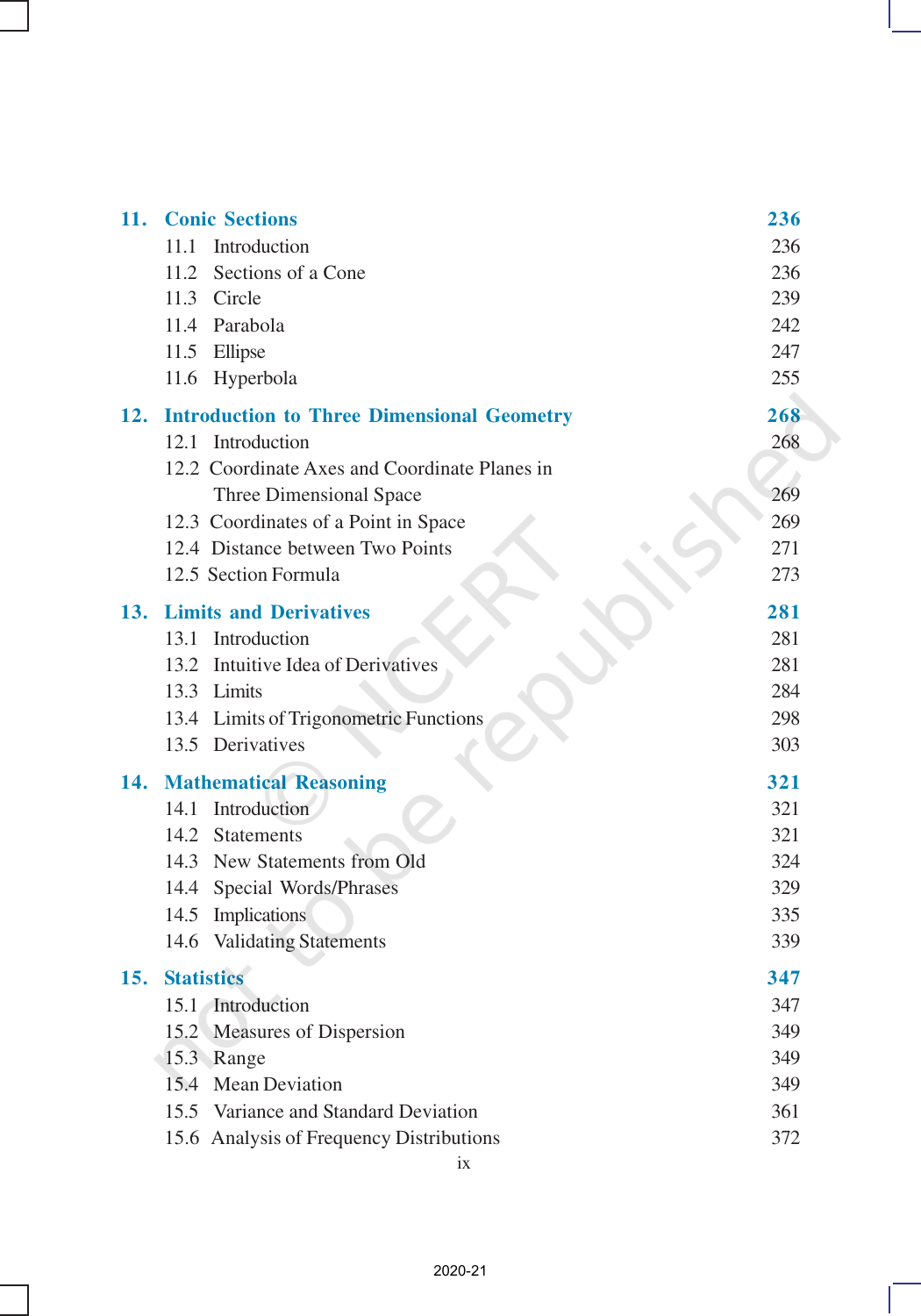| | | |
|---|---|---|
| **11.** | **Conic Sections** | **236** |
| | 11.1 Introduction | 236 |
| | 11.2 Sections of a Cone | 236 |
| | 11.3 Circle | 239 |
| | 11.4 Parabola | 242 |
| | 11.5 Ellipse | 247 |
| | 11.6 Hyperbola | 255 |
| **12.** | **Introduction to Three Dimensional Geometry** | **268** |
| | 12.1 Introduction | 268 |
| | 12.2 Coordinate Axes and Coordinate Planes in Three Dimensional Space | 269 |
| | 12.3 Coordinates of a Point in Space | 269 |
| | 12.4 Distance between Two Points | 271 |
| | 12.5 Section Formula | 273 |
| **13.** | **Limits and Derivatives** | **281** |
| | 13.1 Introduction | 281 |
| | 13.2 Intuitive Idea of Derivatives | 281 |
| | 13.3 Limits | 284 |
| | 13.4 Limits of Trigonometric Functions | 298 |
| | 13.5 Derivatives | 303 |
| **14.** | **Mathematical Reasoning** | **321** |
| | 14.1 Introduction | 321 |
| | 14.2 Statements | 321 |
| | 14.3 New Statements from Old | 324 |
| | 14.4 Special Words/Phrases | 329 |
| | 14.5 Implications | 335 |
| | 14.6 Validating Statements | 339 |
| **15.** | **Statistics** | **347** |
| | 15.1 Introduction | 347 |
| | 15.2 Measures of Dispersion | 349 |
| | 15.3 Range | 349 |
| | 15.4 Mean Deviation | 349 |
| | 15.5 Variance and Standard Deviation | 361 |
| | 15.6 Analysis of Frequency Distributions | 372 |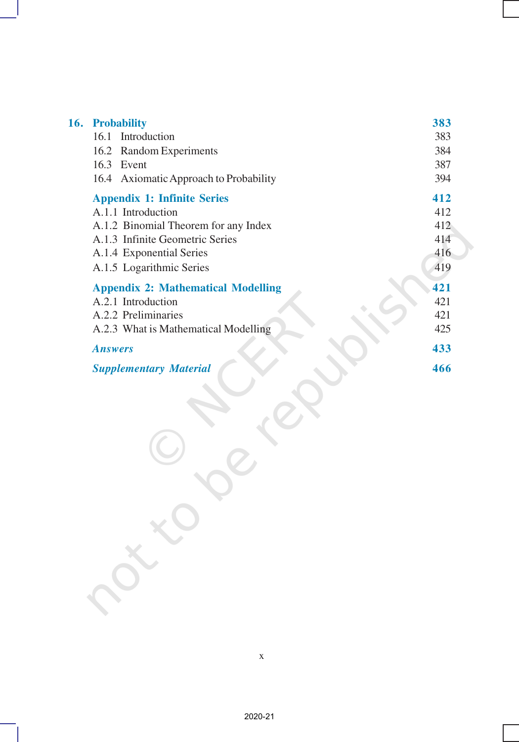**16. Probability** **383**

16.1 Introduction 383

16.2 Random Experiments 384

16.3 Event 387

16.4 Axiomatic Approach to Probability 394

**Appendix 1: Infinite Series** **412**

A.1.1 Introduction 412

A.1.2 Binomial Theorem for any Index 412

A.1.3 Infinite Geometric Series 414

A.1.4 Exponential Series 416

A.1.5 Logarithmic Series 419

**Appendix 2: Mathematical Modelling** **421**

A.2.1 Introduction 421

A.2.2 Preliminaries 421

A.2.3 What is Mathematical Modelling 425

***Answers*** **433**

***Supplementary Material*** **466**